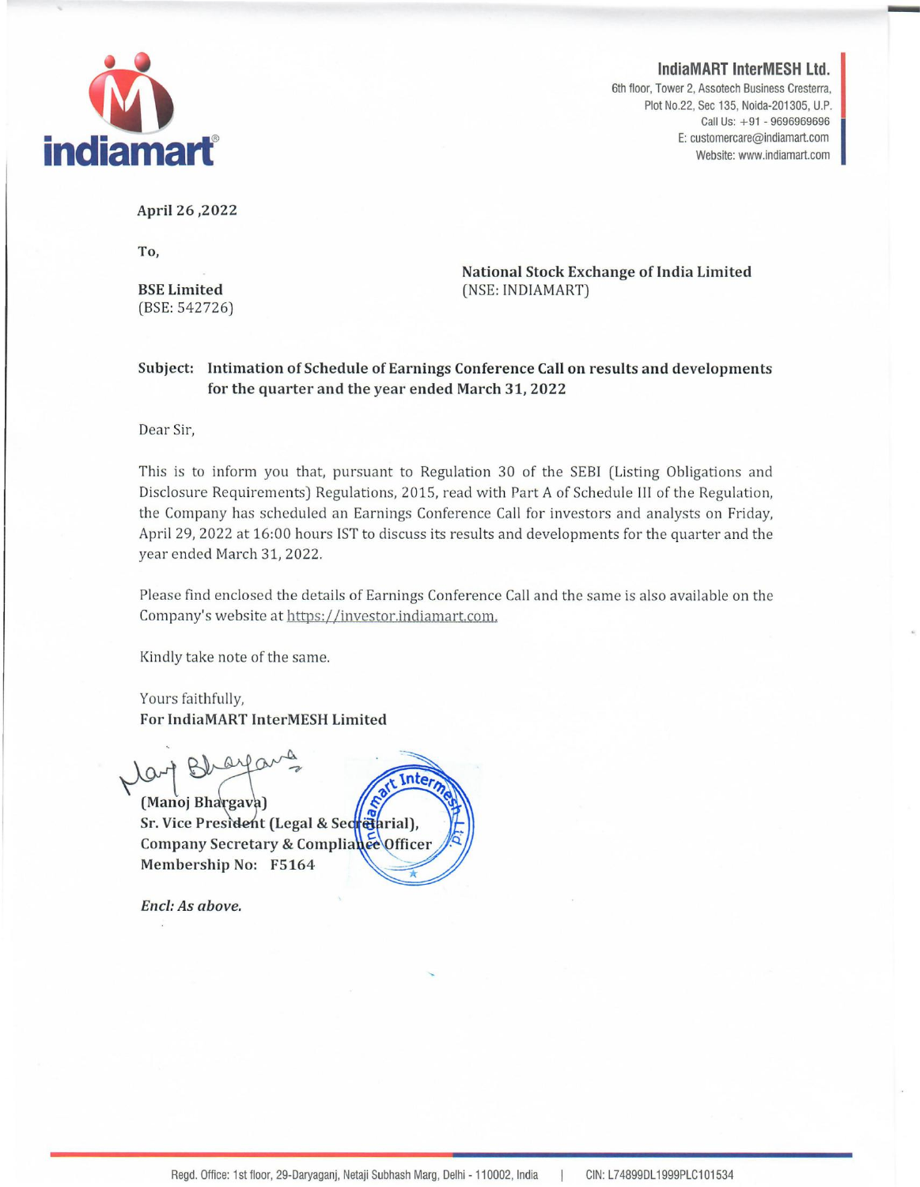**IndiaMART InterMESH Ltd.**
6th floor, Tower 2, Assotech Business Cresterra,
Plot No.22, Sec 135, Noida-201305, U.P.
Call Us: +91 - 9696969696
E: customercare@indiamart.com
Website: www.indiamart.com

April 26 ,2022

To,

**BSE Limited**
(BSE: 542726)

**National Stock Exchange of India Limited**
(NSE: INDIAMART)

**Subject: Intimation of Schedule of Earnings Conference Call on results and developments for the quarter and the year ended March 31, 2022**

Dear Sir,

This is to inform you that, pursuant to Regulation 30 of the SEBI (Listing Obligations and Disclosure Requirements) Regulations, 2015, read with Part A of Schedule III of the Regulation, the Company has scheduled an Earnings Conference Call for investors and analysts on Friday, April 29, 2022 at 16:00 hours IST to discuss its results and developments for the quarter and the year ended March 31, 2022.

Please find enclosed the details of Earnings Conference Call and the same is also available on the Company's website at https://investor.indiamart.com.

Kindly take note of the same.

Yours faithfully,
**For IndiaMART InterMESH Limited**

**(Manoj Bhargava)**
**Sr. Vice President (Legal & Secretarial),**
**Company Secretary & Compliance Officer**
**Membership No: F5164**

*Encl: As above.*

Regd. Office: 1st floor, 29-Daryaganj, Netaji Subhash Marg, Delhi - 110002, India | CIN: L74899DL1999PLC101534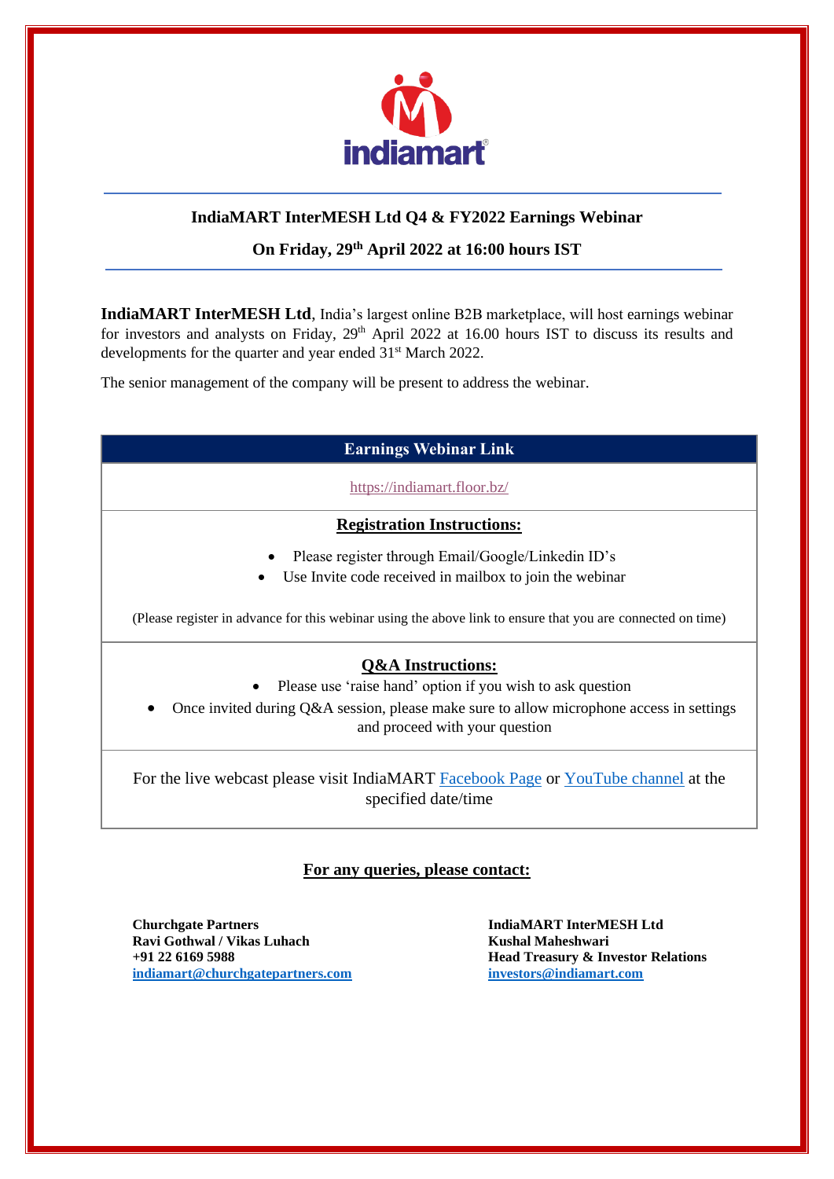## IndiaMART InterMESH Ltd Q4 & FY2022 Earnings Webinar

## On Friday, 29th April 2022 at 16:00 hours IST

**IndiaMART InterMESH Ltd**, India's largest online B2B marketplace, will host earnings webinar for investors and analysts on Friday, 29th April 2022 at 16.00 hours IST to discuss its results and developments for the quarter and year ended 31st March 2022.

The senior management of the company will be present to address the webinar.

| Earnings Webinar Link |
|---|
| https://indiamart.floor.bz/ |
| **Registration Instructions:**<br>• Please register through Email/Google/Linkedin ID's<br>• Use Invite code received in mailbox to join the webinar<br><br>(Please register in advance for this webinar using the above link to ensure that you are connected on time) |
| **Q&A Instructions:**<br>• Please use 'raise hand' option if you wish to ask question<br>• Once invited during Q&A session, please make sure to allow microphone access in settings and proceed with your question |
| For the live webcast please visit IndiaMART Facebook Page or YouTube channel at the specified date/time |

### For any queries, please contact:

**Churchgate Partners**
**Ravi Gothwal / Vikas Luhach**
**+91 22 6169 5988**
**indiamart@churchgatepartners.com**

**IndiaMART InterMESH Ltd**
**Kushal Maheshwari**
**Head Treasury & Investor Relations**
**investors@indiamart.com**